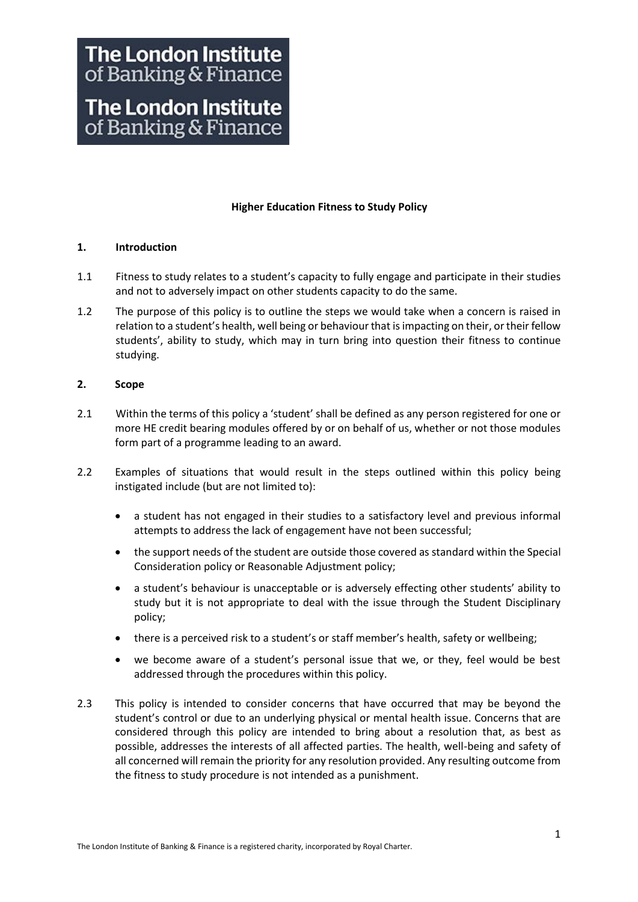The London Institute of Banking & Finance

The London Institute of Banking & Finance

# Higher Education Fitness to Study Policy

## 1. Introduction

1.1 Fitness to study relates to a student's capacity to fully engage and participate in their studies and not to adversely impact on other students capacity to do the same.

1.2 The purpose of this policy is to outline the steps we would take when a concern is raised in relation to a student's health, well being or behaviour that is impacting on their, or their fellow students', ability to study, which may in turn bring into question their fitness to continue studying.

## 2. Scope

2.1 Within the terms of this policy a 'student' shall be defined as any person registered for one or more HE credit bearing modules offered by or on behalf of us, whether or not those modules form part of a programme leading to an award.

2.2 Examples of situations that would result in the steps outlined within this policy being instigated include (but are not limited to):

- a student has not engaged in their studies to a satisfactory level and previous informal attempts to address the lack of engagement have not been successful;
- the support needs of the student are outside those covered as standard within the Special Consideration policy or Reasonable Adjustment policy;
- a student's behaviour is unacceptable or is adversely effecting other students' ability to study but it is not appropriate to deal with the issue through the Student Disciplinary policy;
- there is a perceived risk to a student's or staff member's health, safety or wellbeing;
- we become aware of a student's personal issue that we, or they, feel would be best addressed through the procedures within this policy.

2.3 This policy is intended to consider concerns that have occurred that may be beyond the student's control or due to an underlying physical or mental health issue. Concerns that are considered through this policy are intended to bring about a resolution that, as best as possible, addresses the interests of all affected parties. The health, well-being and safety of all concerned will remain the priority for any resolution provided. Any resulting outcome from the fitness to study procedure is not intended as a punishment.

The London Institute of Banking & Finance is a registered charity, incorporated by Royal Charter.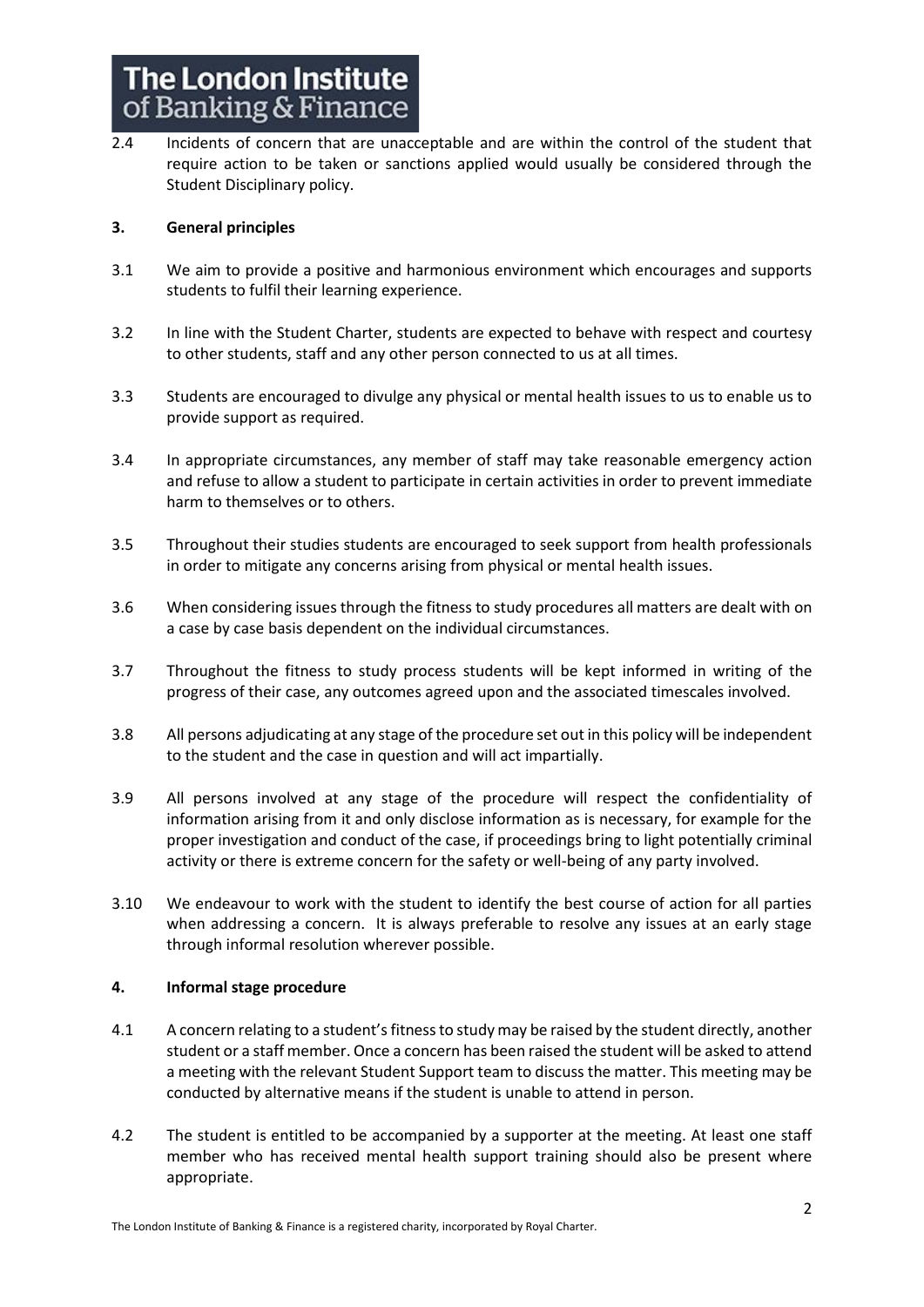2.4 Incidents of concern that are unacceptable and are within the control of the student that require action to be taken or sanctions applied would usually be considered through the Student Disciplinary policy.

## 3. General principles

3.1 We aim to provide a positive and harmonious environment which encourages and supports students to fulfil their learning experience.

3.2 In line with the Student Charter, students are expected to behave with respect and courtesy to other students, staff and any other person connected to us at all times.

3.3 Students are encouraged to divulge any physical or mental health issues to us to enable us to provide support as required.

3.4 In appropriate circumstances, any member of staff may take reasonable emergency action and refuse to allow a student to participate in certain activities in order to prevent immediate harm to themselves or to others.

3.5 Throughout their studies students are encouraged to seek support from health professionals in order to mitigate any concerns arising from physical or mental health issues.

3.6 When considering issues through the fitness to study procedures all matters are dealt with on a case by case basis dependent on the individual circumstances.

3.7 Throughout the fitness to study process students will be kept informed in writing of the progress of their case, any outcomes agreed upon and the associated timescales involved.

3.8 All persons adjudicating at any stage of the procedure set out in this policy will be independent to the student and the case in question and will act impartially.

3.9 All persons involved at any stage of the procedure will respect the confidentiality of information arising from it and only disclose information as is necessary, for example for the proper investigation and conduct of the case, if proceedings bring to light potentially criminal activity or there is extreme concern for the safety or well-being of any party involved.

3.10 We endeavour to work with the student to identify the best course of action for all parties when addressing a concern. It is always preferable to resolve any issues at an early stage through informal resolution wherever possible.

## 4. Informal stage procedure

4.1 A concern relating to a student's fitness to study may be raised by the student directly, another student or a staff member. Once a concern has been raised the student will be asked to attend a meeting with the relevant Student Support team to discuss the matter. This meeting may be conducted by alternative means if the student is unable to attend in person.

4.2 The student is entitled to be accompanied by a supporter at the meeting. At least one staff member who has received mental health support training should also be present where appropriate.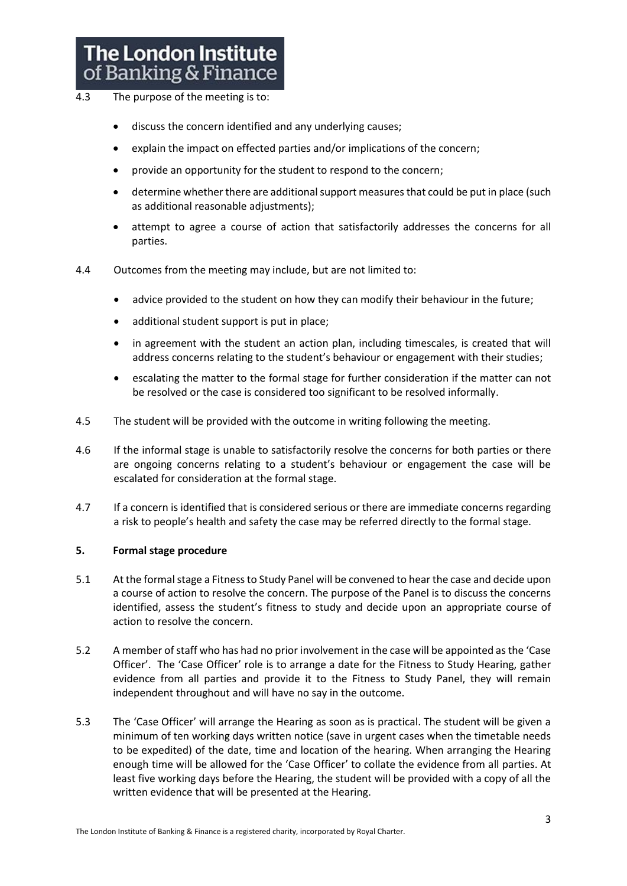4.3 The purpose of the meeting is to:

- discuss the concern identified and any underlying causes;
- explain the impact on effected parties and/or implications of the concern;
- provide an opportunity for the student to respond to the concern;
- determine whether there are additional support measures that could be put in place (such as additional reasonable adjustments);
- attempt to agree a course of action that satisfactorily addresses the concerns for all parties.

4.4 Outcomes from the meeting may include, but are not limited to:

- advice provided to the student on how they can modify their behaviour in the future;
- additional student support is put in place;
- in agreement with the student an action plan, including timescales, is created that will address concerns relating to the student's behaviour or engagement with their studies;
- escalating the matter to the formal stage for further consideration if the matter can not be resolved or the case is considered too significant to be resolved informally.

4.5 The student will be provided with the outcome in writing following the meeting.

4.6 If the informal stage is unable to satisfactorily resolve the concerns for both parties or there are ongoing concerns relating to a student's behaviour or engagement the case will be escalated for consideration at the formal stage.

4.7 If a concern is identified that is considered serious or there are immediate concerns regarding a risk to people's health and safety the case may be referred directly to the formal stage.

## 5. Formal stage procedure

5.1 At the formal stage a Fitness to Study Panel will be convened to hear the case and decide upon a course of action to resolve the concern. The purpose of the Panel is to discuss the concerns identified, assess the student's fitness to study and decide upon an appropriate course of action to resolve the concern.

5.2 A member of staff who has had no prior involvement in the case will be appointed as the 'Case Officer'. The 'Case Officer' role is to arrange a date for the Fitness to Study Hearing, gather evidence from all parties and provide it to the Fitness to Study Panel, they will remain independent throughout and will have no say in the outcome.

5.3 The 'Case Officer' will arrange the Hearing as soon as is practical. The student will be given a minimum of ten working days written notice (save in urgent cases when the timetable needs to be expedited) of the date, time and location of the hearing. When arranging the Hearing enough time will be allowed for the 'Case Officer' to collate the evidence from all parties. At least five working days before the Hearing, the student will be provided with a copy of all the written evidence that will be presented at the Hearing.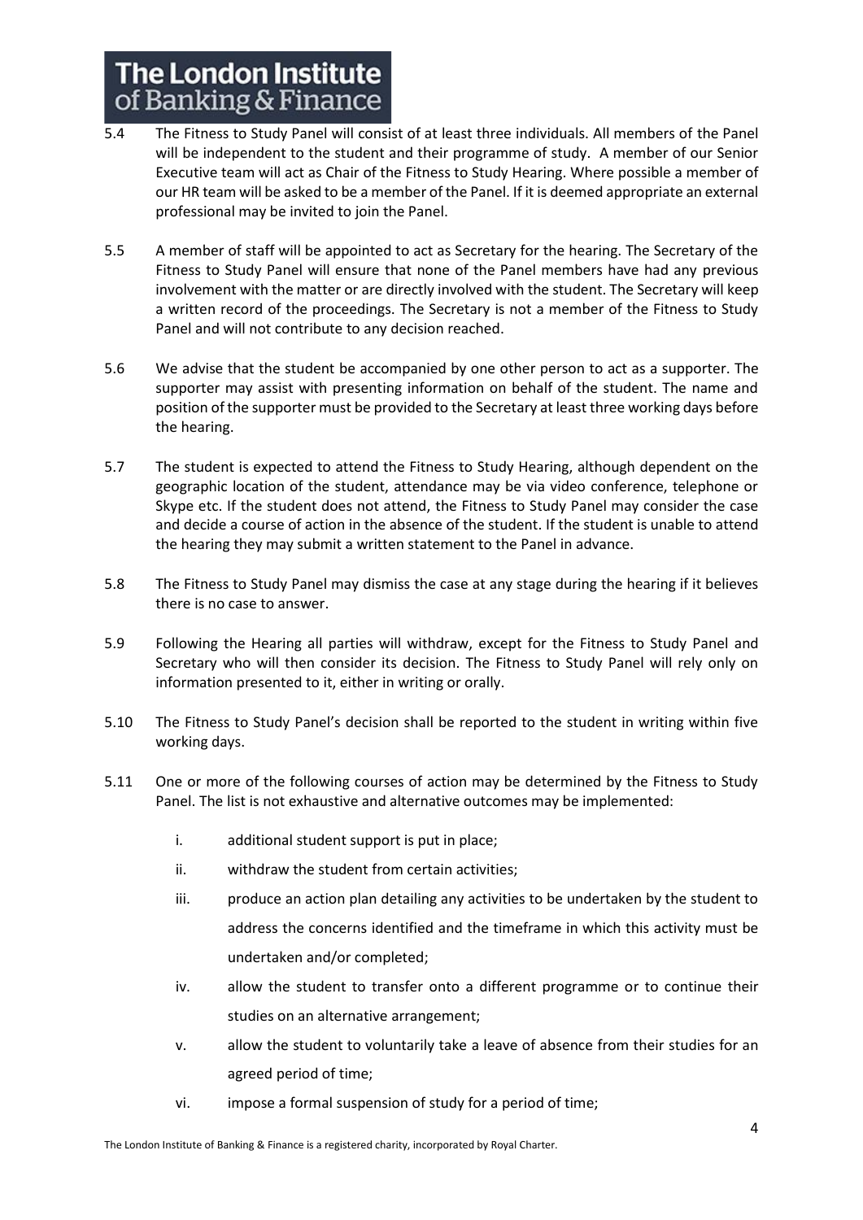5.4 The Fitness to Study Panel will consist of at least three individuals. All members of the Panel will be independent to the student and their programme of study. A member of our Senior Executive team will act as Chair of the Fitness to Study Hearing. Where possible a member of our HR team will be asked to be a member of the Panel. If it is deemed appropriate an external professional may be invited to join the Panel.

5.5 A member of staff will be appointed to act as Secretary for the hearing. The Secretary of the Fitness to Study Panel will ensure that none of the Panel members have had any previous involvement with the matter or are directly involved with the student. The Secretary will keep a written record of the proceedings. The Secretary is not a member of the Fitness to Study Panel and will not contribute to any decision reached.

5.6 We advise that the student be accompanied by one other person to act as a supporter. The supporter may assist with presenting information on behalf of the student. The name and position of the supporter must be provided to the Secretary at least three working days before the hearing.

5.7 The student is expected to attend the Fitness to Study Hearing, although dependent on the geographic location of the student, attendance may be via video conference, telephone or Skype etc. If the student does not attend, the Fitness to Study Panel may consider the case and decide a course of action in the absence of the student. If the student is unable to attend the hearing they may submit a written statement to the Panel in advance.

5.8 The Fitness to Study Panel may dismiss the case at any stage during the hearing if it believes there is no case to answer.

5.9 Following the Hearing all parties will withdraw, except for the Fitness to Study Panel and Secretary who will then consider its decision. The Fitness to Study Panel will rely only on information presented to it, either in writing or orally.

5.10 The Fitness to Study Panel's decision shall be reported to the student in writing within five working days.

5.11 One or more of the following courses of action may be determined by the Fitness to Study Panel. The list is not exhaustive and alternative outcomes may be implemented:

- i. additional student support is put in place;
- ii. withdraw the student from certain activities;
- iii. produce an action plan detailing any activities to be undertaken by the student to address the concerns identified and the timeframe in which this activity must be undertaken and/or completed;
- iv. allow the student to transfer onto a different programme or to continue their studies on an alternative arrangement;
- v. allow the student to voluntarily take a leave of absence from their studies for an agreed period of time;
- vi. impose a formal suspension of study for a period of time;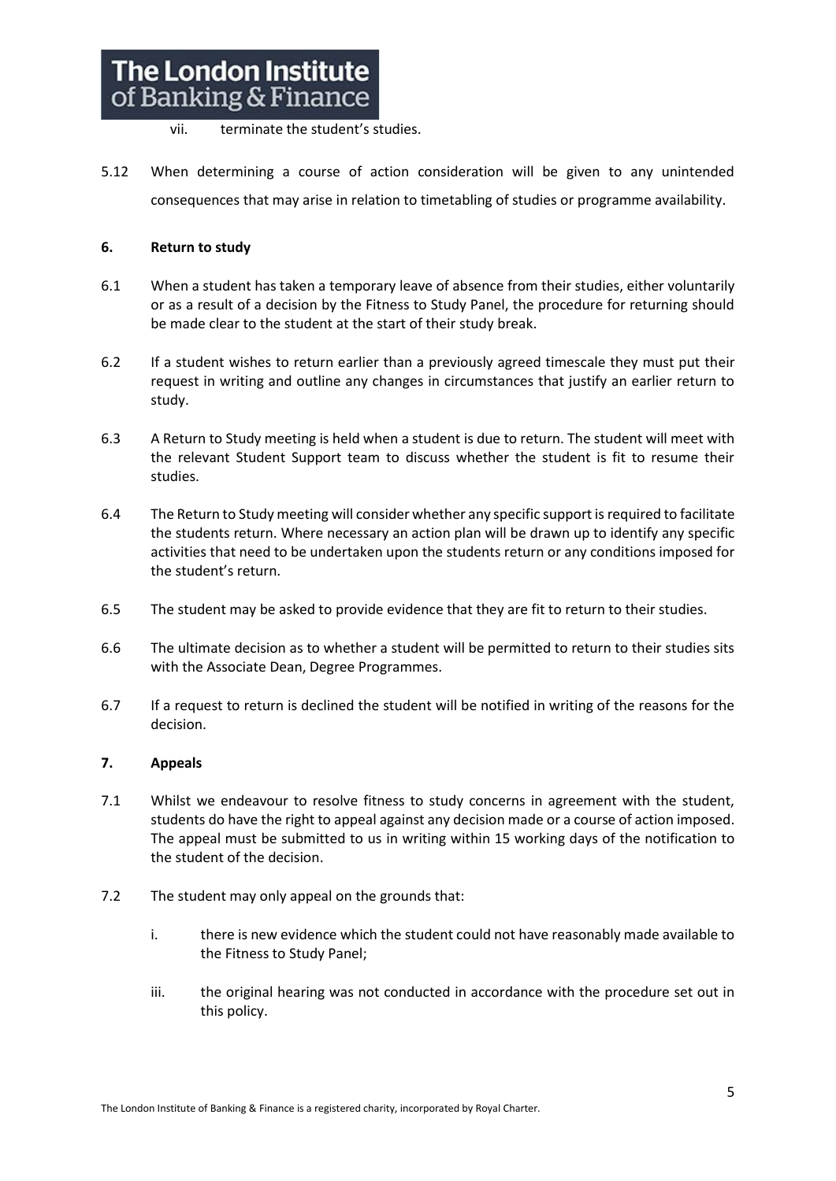vii. terminate the student's studies.

5.12 When determining a course of action consideration will be given to any unintended consequences that may arise in relation to timetabling of studies or programme availability.

**6. Return to study**

6.1 When a student has taken a temporary leave of absence from their studies, either voluntarily or as a result of a decision by the Fitness to Study Panel, the procedure for returning should be made clear to the student at the start of their study break.

6.2 If a student wishes to return earlier than a previously agreed timescale they must put their request in writing and outline any changes in circumstances that justify an earlier return to study.

6.3 A Return to Study meeting is held when a student is due to return. The student will meet with the relevant Student Support team to discuss whether the student is fit to resume their studies.

6.4 The Return to Study meeting will consider whether any specific support is required to facilitate the students return. Where necessary an action plan will be drawn up to identify any specific activities that need to be undertaken upon the students return or any conditions imposed for the student's return.

6.5 The student may be asked to provide evidence that they are fit to return to their studies.

6.6 The ultimate decision as to whether a student will be permitted to return to their studies sits with the Associate Dean, Degree Programmes.

6.7 If a request to return is declined the student will be notified in writing of the reasons for the decision.

**7. Appeals**

7.1 Whilst we endeavour to resolve fitness to study concerns in agreement with the student, students do have the right to appeal against any decision made or a course of action imposed. The appeal must be submitted to us in writing within 15 working days of the notification to the student of the decision.

7.2 The student may only appeal on the grounds that:

i. there is new evidence which the student could not have reasonably made available to the Fitness to Study Panel;

iii. the original hearing was not conducted in accordance with the procedure set out in this policy.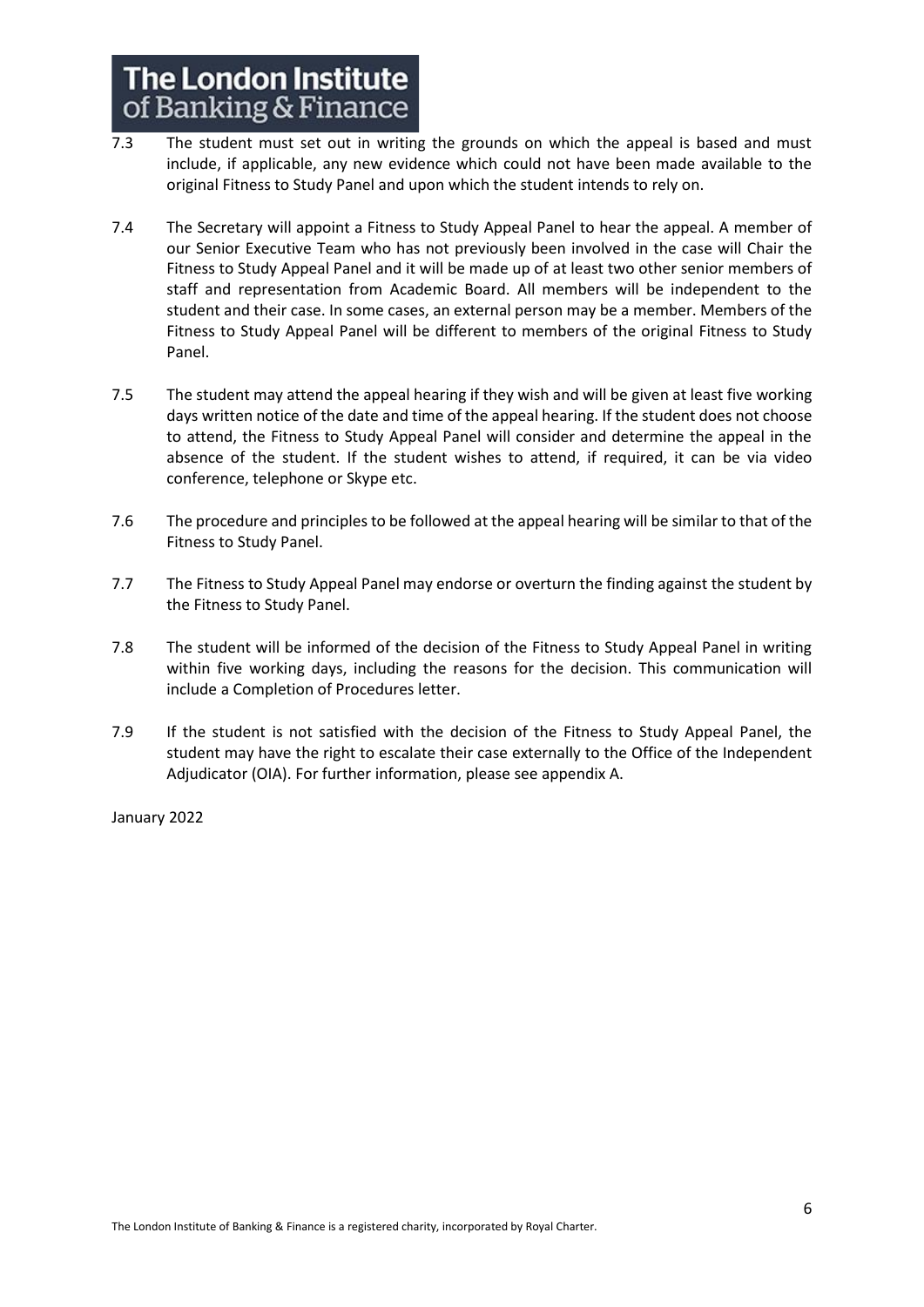7.3 The student must set out in writing the grounds on which the appeal is based and must include, if applicable, any new evidence which could not have been made available to the original Fitness to Study Panel and upon which the student intends to rely on.

7.4 The Secretary will appoint a Fitness to Study Appeal Panel to hear the appeal. A member of our Senior Executive Team who has not previously been involved in the case will Chair the Fitness to Study Appeal Panel and it will be made up of at least two other senior members of staff and representation from Academic Board. All members will be independent to the student and their case. In some cases, an external person may be a member. Members of the Fitness to Study Appeal Panel will be different to members of the original Fitness to Study Panel.

7.5 The student may attend the appeal hearing if they wish and will be given at least five working days written notice of the date and time of the appeal hearing. If the student does not choose to attend, the Fitness to Study Appeal Panel will consider and determine the appeal in the absence of the student. If the student wishes to attend, if required, it can be via video conference, telephone or Skype etc.

7.6 The procedure and principles to be followed at the appeal hearing will be similar to that of the Fitness to Study Panel.

7.7 The Fitness to Study Appeal Panel may endorse or overturn the finding against the student by the Fitness to Study Panel.

7.8 The student will be informed of the decision of the Fitness to Study Appeal Panel in writing within five working days, including the reasons for the decision. This communication will include a Completion of Procedures letter.

7.9 If the student is not satisfied with the decision of the Fitness to Study Appeal Panel, the student may have the right to escalate their case externally to the Office of the Independent Adjudicator (OIA). For further information, please see appendix A.

January 2022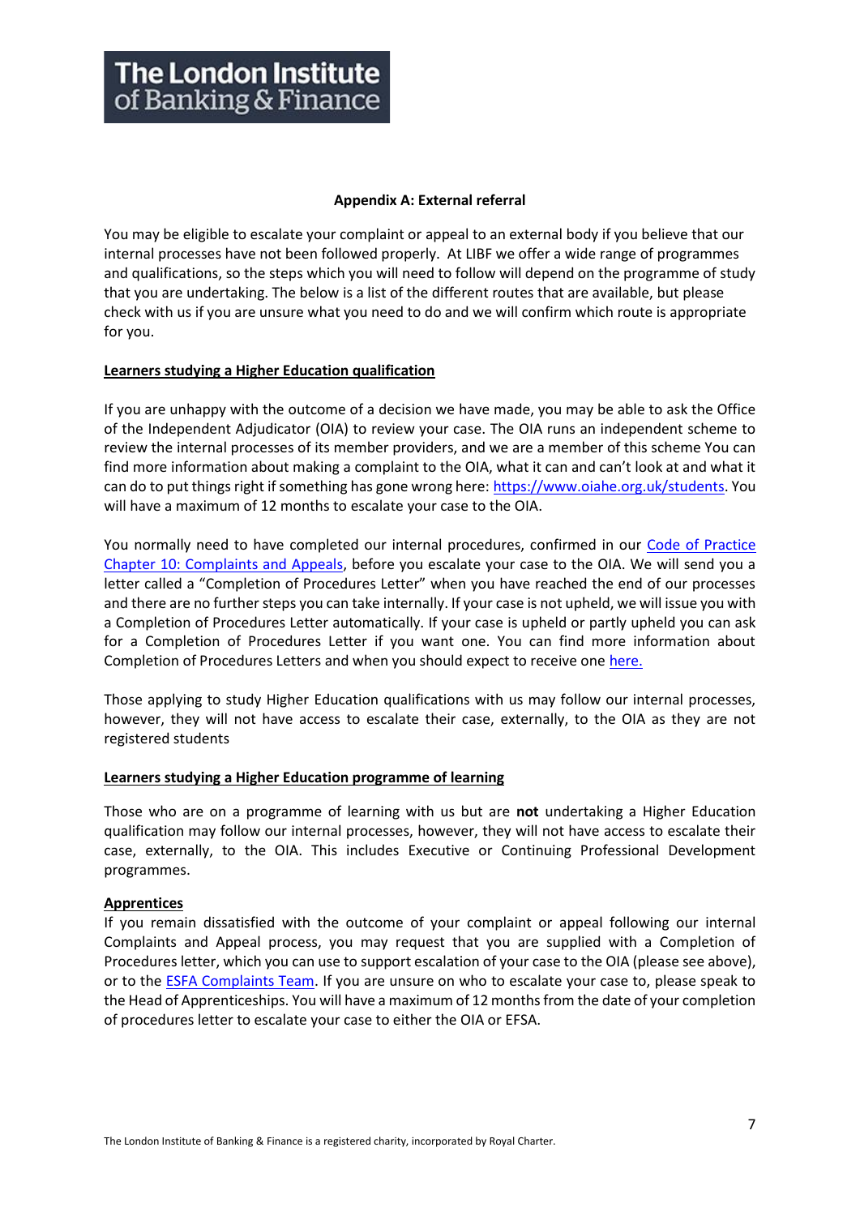**The London Institute of Banking & Finance**

## Appendix A: External referral

You may be eligible to escalate your complaint or appeal to an external body if you believe that our internal processes have not been followed properly. At LIBF we offer a wide range of programmes and qualifications, so the steps which you will need to follow will depend on the programme of study that you are undertaking. The below is a list of the different routes that are available, but please check with us if you are unsure what you need to do and we will confirm which route is appropriate for you.

### Learners studying a Higher Education qualification

If you are unhappy with the outcome of a decision we have made, you may be able to ask the Office of the Independent Adjudicator (OIA) to review your case. The OIA runs an independent scheme to review the internal processes of its member providers, and we are a member of this scheme You can find more information about making a complaint to the OIA, what it can and can't look at and what it can do to put things right if something has gone wrong here: [https://www.oiahe.org.uk/students](https://www.oiahe.org.uk/students). You will have a maximum of 12 months to escalate your case to the OIA.

You normally need to have completed our internal procedures, confirmed in our [Code of Practice Chapter 10: Complaints and Appeals](), before you escalate your case to the OIA. We will send you a letter called a "Completion of Procedures Letter" when you have reached the end of our processes and there are no further steps you can take internally. If your case is not upheld, we will issue you with a Completion of Procedures Letter automatically. If your case is upheld or partly upheld you can ask for a Completion of Procedures Letter if you want one. You can find more information about Completion of Procedures Letters and when you should expect to receive one [here.]()

Those applying to study Higher Education qualifications with us may follow our internal processes, however, they will not have access to escalate their case, externally, to the OIA as they are not registered students

### Learners studying a Higher Education programme of learning

Those who are on a programme of learning with us but are **not** undertaking a Higher Education qualification may follow our internal processes, however, they will not have access to escalate their case, externally, to the OIA. This includes Executive or Continuing Professional Development programmes.

### Apprentices

If you remain dissatisfied with the outcome of your complaint or appeal following our internal Complaints and Appeal process, you may request that you are supplied with a Completion of Procedures letter, which you can use to support escalation of your case to the OIA (please see above), or to the [ESFA Complaints Team](). If you are unsure on who to escalate your case to, please speak to the Head of Apprenticeships. You will have a maximum of 12 months from the date of your completion of procedures letter to escalate your case to either the OIA or EFSA.

The London Institute of Banking & Finance is a registered charity, incorporated by Royal Charter.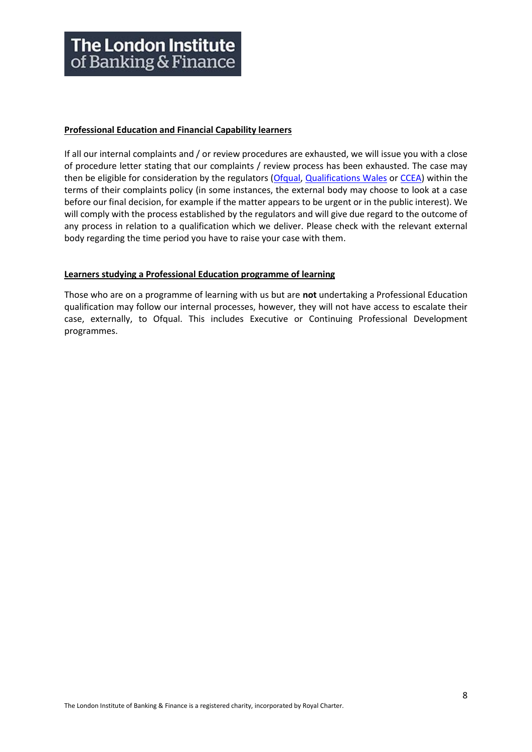**Professional Education and Financial Capability learners**

If all our internal complaints and / or review procedures are exhausted, we will issue you with a close of procedure letter stating that our complaints / review process has been exhausted. The case may then be eligible for consideration by the regulators (Ofqual, Qualifications Wales or CCEA) within the terms of their complaints policy (in some instances, the external body may choose to look at a case before our final decision, for example if the matter appears to be urgent or in the public interest). We will comply with the process established by the regulators and will give due regard to the outcome of any process in relation to a qualification which we deliver. Please check with the relevant external body regarding the time period you have to raise your case with them.

**Learners studying a Professional Education programme of learning**

Those who are on a programme of learning with us but are **not** undertaking a Professional Education qualification may follow our internal processes, however, they will not have access to escalate their case, externally, to Ofqual. This includes Executive or Continuing Professional Development programmes.